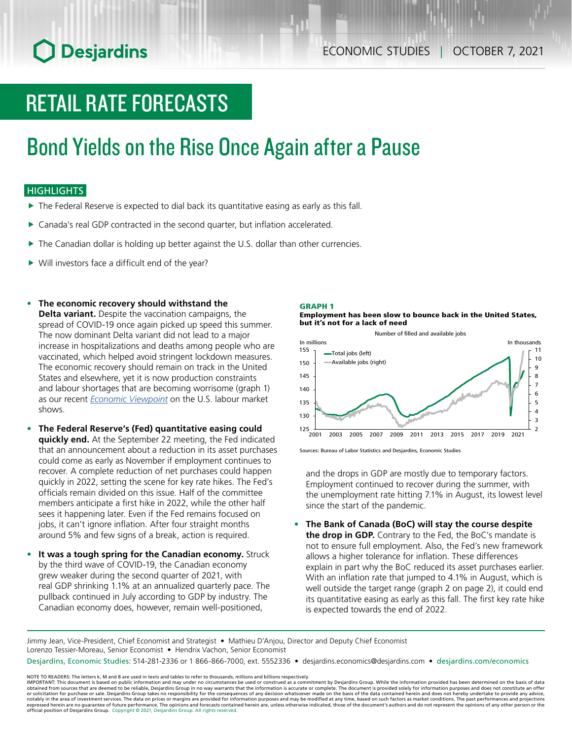# RETAIL RATE FORECASTS

# Bond Yields on the Rise Once Again after a Pause

## HIGHLIGHTS

- The Federal Reserve is expected to dial back its quantitative easing as early as this fall.
- Canada's real GDP contracted in the second quarter, but inflation accelerated.
- The Canadian dollar is holding up better against the U.S. dollar than other currencies.
- Will investors face a difficult end of the year?

- **The economic recovery should withstand the Delta variant.** Despite the vaccination campaigns, the spread of COVID-19 once again picked up speed this summer. The now dominant Delta variant did not lead to a major increase in hospitalizations and deaths among people who are vaccinated, which helped avoid stringent lockdown measures. The economic recovery should remain on track in the United States and elsewhere, yet it is now production constraints and labour shortages that are becoming worrisome (graph 1) as our recent *Economic Viewpoint* on the U.S. labour market shows.

- **The Federal Reserve's (Fed) quantitative easing could quickly end.** At the September 22 meeting, the Fed indicated that an announcement about a reduction in its asset purchases could come as early as November if employment continues to recover. A complete reduction of net purchases could happen quickly in 2022, setting the scene for key rate hikes. The Fed's officials remain divided on this issue. Half of the committee members anticipate a first hike in 2022, while the other half sees it happening later. Even if the Fed remains focused on jobs, it can't ignore inflation. After four straight months around 5% and few signs of a break, action is required.

- **It was a tough spring for the Canadian economy.** Struck by the third wave of COVID-19, the Canadian economy grew weaker during the second quarter of 2021, with real GDP shrinking 1.1% at an annualized quarterly pace. The pullback continued in July according to GDP by industry. The Canadian economy does, however, remain well-positioned, and the drops in GDP are mostly due to temporary factors. Employment continued to recover during the summer, with the unemployment rate hitting 7.1% in August, its lowest level since the start of the pandemic.

- **The Bank of Canada (BoC) will stay the course despite the drop in GDP.** Contrary to the Fed, the BoC's mandate is not to ensure full employment. Also, the Fed's new framework allows a higher tolerance for inflation. These differences explain in part why the BoC reduced its asset purchases earlier. With an inflation rate that jumped to 4.1% in August, which is well outside the target range (graph 2 on page 2), it could end its quantitative easing as early as this fall. The first key rate hike is expected towards the end of 2022.

**GRAPH 1**
**Employment has been slow to bounce back in the United States, but it's not for a lack of need**

Number of filled and available jobs

Sources: Bureau of Labor Statistics and Desjardins, Economic Studies

Jimmy Jean, Vice-President, Chief Economist and Strategist • Mathieu D'Anjou, Director and Deputy Chief Economist
Lorenzo Tessier-Moreau, Senior Economist • Hendrix Vachon, Senior Economist

Desjardins, Economic Studies: 514-281-2336 or 1 866-866-7000, ext. 5552336 • desjardins.economics@desjardins.com • desjardins.com/economics

NOTE TO READERS: The letters k, M and B are used in texts and tables to refer to thousands, millions and billions respectively.
IMPORTANT: This document is based on public information and may under no circumstances be used or construed as a commitment by Desjardins Group. While the information provided has been determined on the basis of data obtained from sources that are deemed to be reliable, Desjardins Group in no way warrants that the information is accurate or complete. The document is provided solely for information purposes and does not constitute an offer or solicitation for purchase or sale. Desjardins Group takes no responsibility for the consequences of any decision whatsoever made on the basis of the data contained herein and does not hereby undertake to provide any advice, notably in the area of investment services. The data on prices or margins are provided for information purposes and may be modified at any time, based on such factors as market conditions. The past performances and projections expressed herein are no guarantee of future performance. The opinions and forecasts contained herein are, unless otherwise indicated, those of the document's authors and do not represent the opinions of any other person or the official position of Desjardins Group. Copyright © 2021, Desjardins Group. All rights reserved.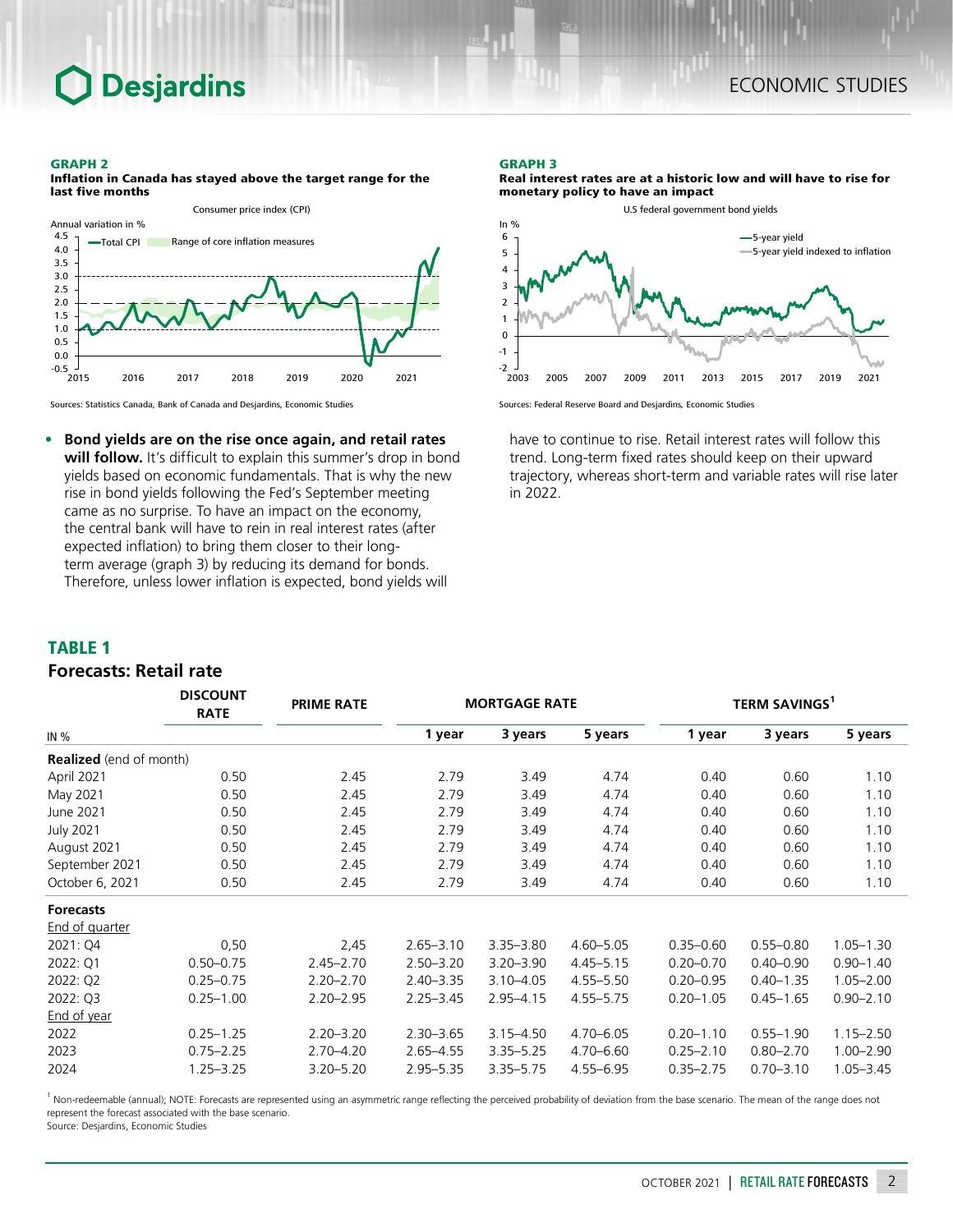**GRAPH 2**
**Inflation in Canada has stayed above the target range for the last five months**

Sources: Statistics Canada, Bank of Canada and Desjardins, Economic Studies

**GRAPH 3**
**Real interest rates are at a historic low and will have to rise for monetary policy to have an impact**

Sources: Federal Reserve Board and Desjardins, Economic Studies

- **Bond yields are on the rise once again, and retail rates will follow.** It's difficult to explain this summer's drop in bond yields based on economic fundamentals. That is why the new rise in bond yields following the Fed's September meeting came as no surprise. To have an impact on the economy, the central bank will have to rein in real interest rates (after expected inflation) to bring them closer to their long-term average (graph 3) by reducing its demand for bonds. Therefore, unless lower inflation is expected, bond yields will have to continue to rise. Retail interest rates will follow this trend. Long-term fixed rates should keep on their upward trajectory, whereas short-term and variable rates will rise later in 2022.

## TABLE 1
### Forecasts: Retail rate

| IN % | DISCOUNT RATE | PRIME RATE | MORTGAGE RATE | | | TERM SAVINGS[1] | | |
|---|---|---|---|---|---|---|---|---|
| | | | 1 year | 3 years | 5 years | 1 year | 3 years | 5 years |
| **Realized** (end of month) | | | | | | | | |
| April 2021 | 0.50 | 2.45 | 2.79 | 3.49 | 4.74 | 0.40 | 0.60 | 1.10 |
| May 2021 | 0.50 | 2.45 | 2.79 | 3.49 | 4.74 | 0.40 | 0.60 | 1.10 |
| June 2021 | 0.50 | 2.45 | 2.79 | 3.49 | 4.74 | 0.40 | 0.60 | 1.10 |
| July 2021 | 0.50 | 2.45 | 2.79 | 3.49 | 4.74 | 0.40 | 0.60 | 1.10 |
| August 2021 | 0.50 | 2.45 | 2.79 | 3.49 | 4.74 | 0.40 | 0.60 | 1.10 |
| September 2021 | 0.50 | 2.45 | 2.79 | 3.49 | 4.74 | 0.40 | 0.60 | 1.10 |
| October 6, 2021 | 0.50 | 2.45 | 2.79 | 3.49 | 4.74 | 0.40 | 0.60 | 1.10 |
| **Forecasts** | | | | | | | | |
| End of quarter | | | | | | | | |
| 2021: Q4 | 0,50 | 2,45 | 2.65–3.10 | 3.35–3.80 | 4.60–5.05 | 0.35–0.60 | 0.55–0.80 | 1.05–1.30 |
| 2022: Q1 | 0.50–0.75 | 2.45–2.70 | 2.50–3.20 | 3.20–3.90 | 4.45–5.15 | 0.20–0.70 | 0.40–0.90 | 0.90–1.40 |
| 2022: Q2 | 0.25–0.75 | 2.20–2.70 | 2.40–3.35 | 3.10–4.05 | 4.55–5.50 | 0.20–0.95 | 0.40–1.35 | 1.05–2.00 |
| 2022: Q3 | 0.25–1.00 | 2.20–2.95 | 2.25–3.45 | 2.95–4.15 | 4.55–5.75 | 0.20–1.05 | 0.45–1.65 | 0.90–2.10 |
| End of year | | | | | | | | |
| 2022 | 0.25–1.25 | 2.20–3.20 | 2.30–3.65 | 3.15–4.50 | 4.70–6.05 | 0.20–1.10 | 0.55–1.90 | 1.15–2.50 |
| 2023 | 0.75–2.25 | 2.70–4.20 | 2.65–4.55 | 3.35–5.25 | 4.70–6.60 | 0.25–2.10 | 0.80–2.70 | 1.00–2.90 |
| 2024 | 1.25–3.25 | 3.20–5.20 | 2.95–5.35 | 3.35–5.75 | 4.55–6.95 | 0.35–2.75 | 0.70–3.10 | 1.05–3.45 |

[1] Non-redeemable (annual); NOTE: Forecasts are represented using an asymmetric range reflecting the perceived probability of deviation from the base scenario. The mean of the range does not represent the forecast associated with the base scenario.
Source: Desjardins, Economic Studies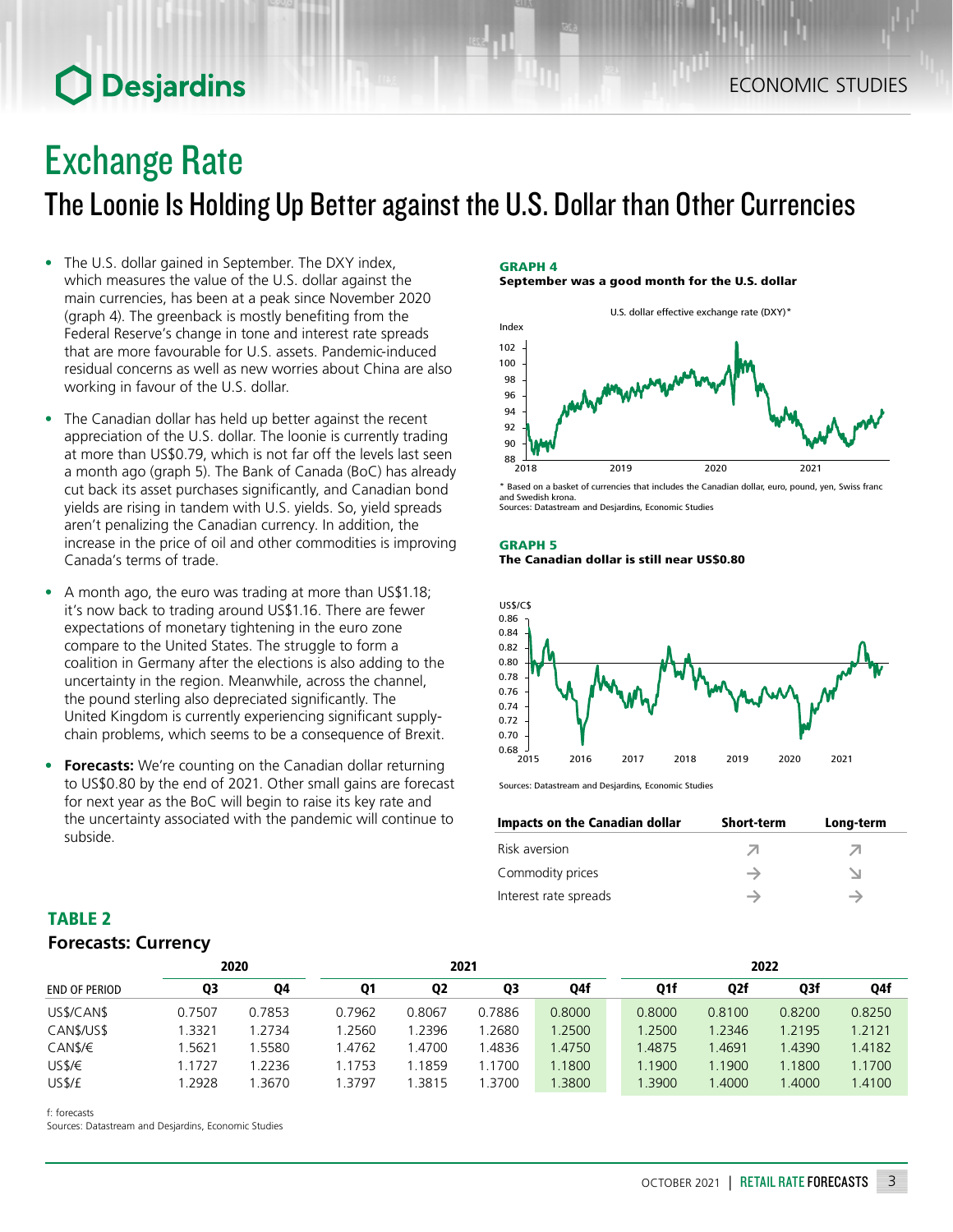# Exchange Rate

## The Loonie Is Holding Up Better against the U.S. Dollar than Other Currencies

- The U.S. dollar gained in September. The DXY index, which measures the value of the U.S. dollar against the main currencies, has been at a peak since November 2020 (graph 4). The greenback is mostly benefiting from the Federal Reserve's change in tone and interest rate spreads that are more favourable for U.S. assets. Pandemic-induced residual concerns as well as new worries about China are also working in favour of the U.S. dollar.
- The Canadian dollar has held up better against the recent appreciation of the U.S. dollar. The loonie is currently trading at more than US$0.79, which is not far off the levels last seen a month ago (graph 5). The Bank of Canada (BoC) has already cut back its asset purchases significantly, and Canadian bond yields are rising in tandem with U.S. yields. So, yield spreads aren't penalizing the Canadian currency. In addition, the increase in the price of oil and other commodities is improving Canada's terms of trade.
- A month ago, the euro was trading at more than US$1.18; it's now back to trading around US$1.16. There are fewer expectations of monetary tightening in the euro zone compare to the United States. The struggle to form a coalition in Germany after the elections is also adding to the uncertainty in the region. Meanwhile, across the channel, the pound sterling also depreciated significantly. The United Kingdom is currently experiencing significant supply-chain problems, which seems to be a consequence of Brexit.
- **Forecasts:** We're counting on the Canadian dollar returning to US$0.80 by the end of 2021. Other small gains are forecast for next year as the BoC will begin to raise its key rate and the uncertainty associated with the pandemic will continue to subside.

**GRAPH 4**
**September was a good month for the U.S. dollar**

U.S. dollar effective exchange rate (DXY)*

\* Based on a basket of currencies that includes the Canadian dollar, euro, pound, yen, Swiss franc and Swedish krona.
Sources: Datastream and Desjardins, Economic Studies

**GRAPH 5**
**The Canadian dollar is still near US$0.80**

Sources: Datastream and Desjardins, Economic Studies

| Impacts on the Canadian dollar | Short-term | Long-term |
|---|---|---|
| Risk aversion | ↗ | ↗ |
| Commodity prices | → | ↘ |
| Interest rate spreads | → | → |

### TABLE 2
**Forecasts: Currency**

| | 2020 | | 2021 | | | | 2022 | | | |
|---|---|---|---|---|---|---|---|---|---|---|
| END OF PERIOD | Q3 | Q4 | Q1 | Q2 | Q3 | Q4f | Q1f | Q2f | Q3f | Q4f |
| US$/CAN$ | 0.7507 | 0.7853 | 0.7962 | 0.8067 | 0.7886 | 0.8000 | 0.8000 | 0.8100 | 0.8200 | 0.8250 |
| CAN$/US$ | 1.3321 | 1.2734 | 1.2560 | 1.2396 | 1.2680 | 1.2500 | 1.2500 | 1.2346 | 1.2195 | 1.2121 |
| CAN$/€ | 1.5621 | 1.5580 | 1.4762 | 1.4700 | 1.4836 | 1.4750 | 1.4875 | 1.4691 | 1.4390 | 1.4182 |
| US$/€ | 1.1727 | 1.2236 | 1.1753 | 1.1859 | 1.1700 | 1.1800 | 1.1900 | 1.1900 | 1.1800 | 1.1700 |
| US$/£ | 1.2928 | 1.3670 | 1.3797 | 1.3815 | 1.3700 | 1.3800 | 1.3900 | 1.4000 | 1.4000 | 1.4100 |

f: forecasts
Sources: Datastream and Desjardins, Economic Studies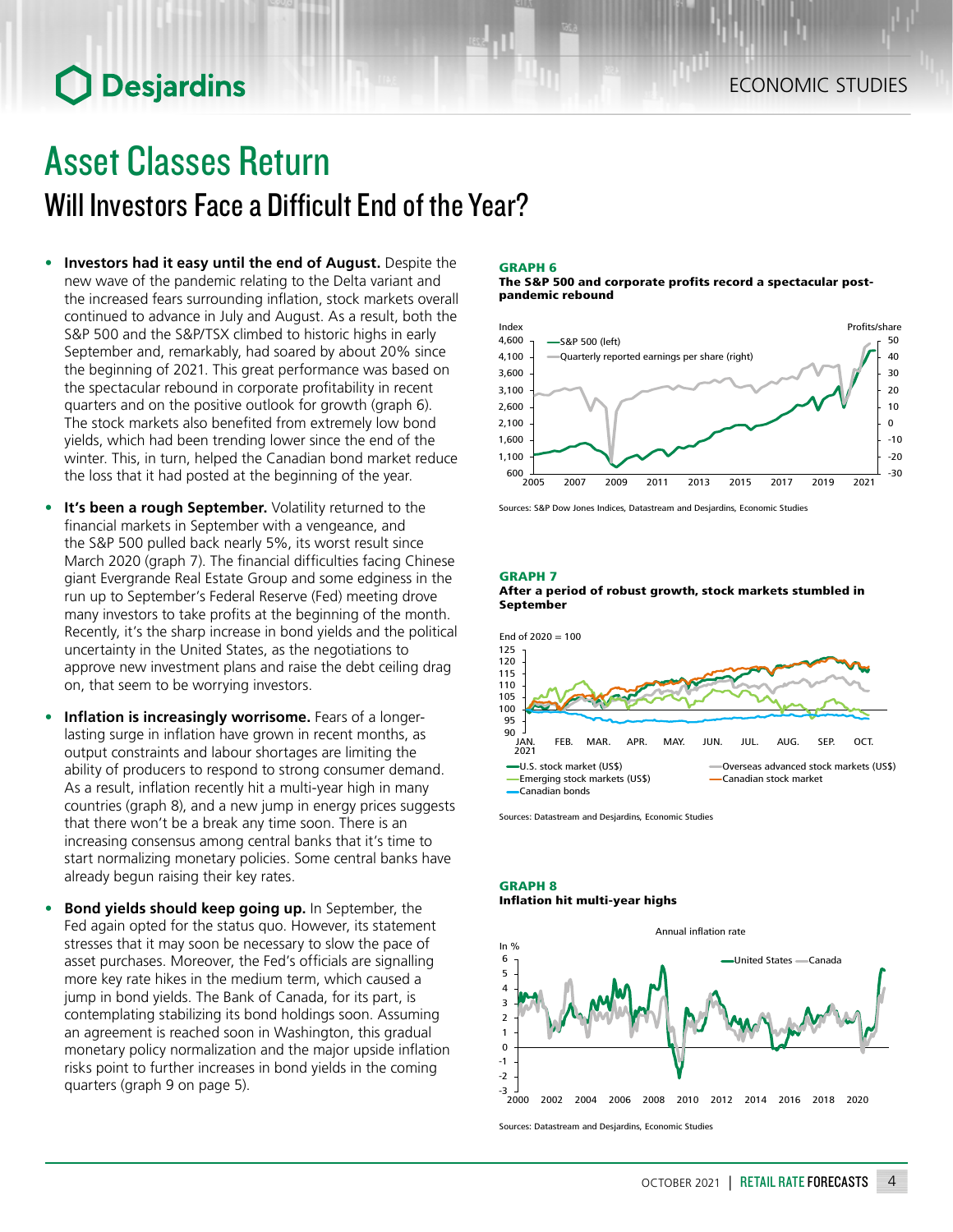# Asset Classes Return

## Will Investors Face a Difficult End of the Year?

- **Investors had it easy until the end of August.** Despite the new wave of the pandemic relating to the Delta variant and the increased fears surrounding inflation, stock markets overall continued to advance in July and August. As a result, both the S&P 500 and the S&P/TSX climbed to historic highs in early September and, remarkably, had soared by about 20% since the beginning of 2021. This great performance was based on the spectacular rebound in corporate profitability in recent quarters and on the positive outlook for growth (graph 6). The stock markets also benefited from extremely low bond yields, which had been trending lower since the end of the winter. This, in turn, helped the Canadian bond market reduce the loss that it had posted at the beginning of the year.
- **It's been a rough September.** Volatility returned to the financial markets in September with a vengeance, and the S&P 500 pulled back nearly 5%, its worst result since March 2020 (graph 7). The financial difficulties facing Chinese giant Evergrande Real Estate Group and some edginess in the run up to September's Federal Reserve (Fed) meeting drove many investors to take profits at the beginning of the month. Recently, it's the sharp increase in bond yields and the political uncertainty in the United States, as the negotiations to approve new investment plans and raise the debt ceiling drag on, that seem to be worrying investors.
- **Inflation is increasingly worrisome.** Fears of a longer-lasting surge in inflation have grown in recent months, as output constraints and labour shortages are limiting the ability of producers to respond to strong consumer demand. As a result, inflation recently hit a multi-year high in many countries (graph 8), and a new jump in energy prices suggests that there won't be a break any time soon. There is an increasing consensus among central banks that it's time to start normalizing monetary policies. Some central banks have already begun raising their key rates.
- **Bond yields should keep going up.** In September, the Fed again opted for the status quo. However, its statement stresses that it may soon be necessary to slow the pace of asset purchases. Moreover, the Fed's officials are signalling more key rate hikes in the medium term, which caused a jump in bond yields. The Bank of Canada, for its part, is contemplating stabilizing its bond holdings soon. Assuming an agreement is reached soon in Washington, this gradual monetary policy normalization and the major upside inflation risks point to further increases in bond yields in the coming quarters (graph 9 on page 5).

**GRAPH 6**
**The S&P 500 and corporate profits record a spectacular post-pandemic rebound**

Sources: S&P Dow Jones Indices, Datastream and Desjardins, Economic Studies

**GRAPH 7**
**After a period of robust growth, stock markets stumbled in September**

Sources: Datastream and Desjardins, Economic Studies

**GRAPH 8**
**Inflation hit multi-year highs**

Sources: Datastream and Desjardins, Economic Studies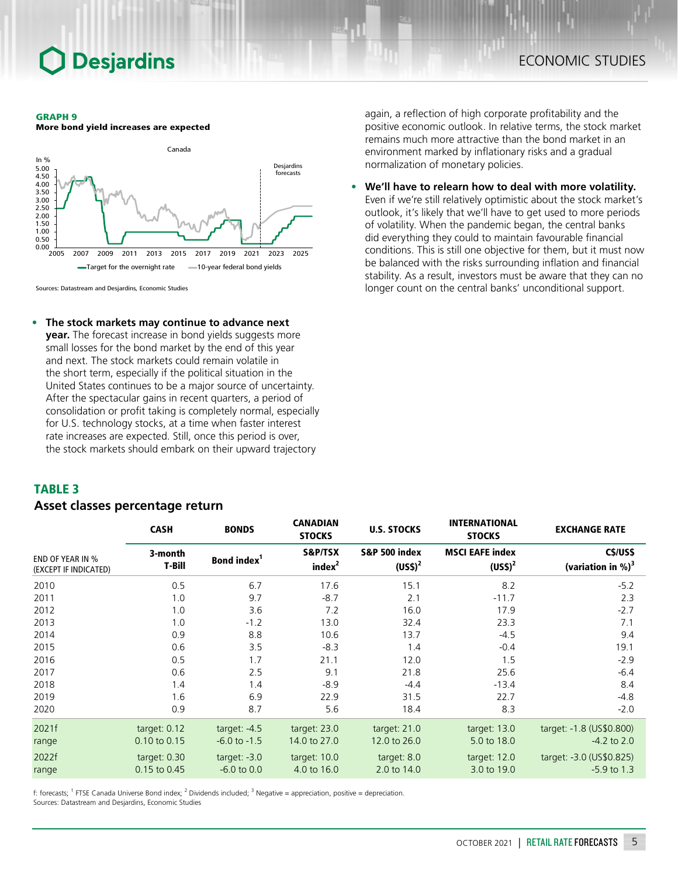**GRAPH 9**
**More bond yield increases are expected**

Canada

In %

5.00
4.50
4.00
3.50
3.00
2.50
2.00
1.50
1.00
0.50
0.00

2005 2007 2009 2011 2013 2015 2017 2019 2021 2023 2025

Desjardins forecasts

Target for the overnight rate
10-year federal bond yields

Sources: Datastream and Desjardins, Economic Studies

- **The stock markets may continue to advance next year.** The forecast increase in bond yields suggests more small losses for the bond market by the end of this year and next. The stock markets could remain volatile in the short term, especially if the political situation in the United States continues to be a major source of uncertainty. After the spectacular gains in recent quarters, a period of consolidation or profit taking is completely normal, especially for U.S. technology stocks, at a time when faster interest rate increases are expected. Still, once this period is over, the stock markets should embark on their upward trajectory again, a reflection of high corporate profitability and the positive economic outlook. In relative terms, the stock market remains much more attractive than the bond market in an environment marked by inflationary risks and a gradual normalization of monetary policies.

- **We'll have to relearn how to deal with more volatility.** Even if we're still relatively optimistic about the stock market's outlook, it's likely that we'll have to get used to more periods of volatility. When the pandemic began, the central banks did everything they could to maintain favourable financial conditions. This is still one objective for them, but it must now be balanced with the risks surrounding inflation and financial stability. As a result, investors must be aware that they can no longer count on the central banks' unconditional support.

## TABLE 3
### Asset classes percentage return

| | CASH | BONDS | CANADIAN STOCKS | U.S. STOCKS | INTERNATIONAL STOCKS | EXCHANGE RATE |
|---|---|---|---|---|---|---|
| END OF YEAR IN % (EXCEPT IF INDICATED) | 3-month T-Bill | Bond index[1] | S&P/TSX index[2] | S&P 500 index (US$)[2] | MSCI EAFE index (US$)[2] | C$/US$ (variation in %)[3] |
| 2010 | 0.5 | 6.7 | 17.6 | 15.1 | 8.2 | -5.2 |
| 2011 | 1.0 | 9.7 | -8.7 | 2.1 | -11.7 | 2.3 |
| 2012 | 1.0 | 3.6 | 7.2 | 16.0 | 17.9 | -2.7 |
| 2013 | 1.0 | -1.2 | 13.0 | 32.4 | 23.3 | 7.1 |
| 2014 | 0.9 | 8.8 | 10.6 | 13.7 | -4.5 | 9.4 |
| 2015 | 0.6 | 3.5 | -8.3 | 1.4 | -0.4 | 19.1 |
| 2016 | 0.5 | 1.7 | 21.1 | 12.0 | 1.5 | -2.9 |
| 2017 | 0.6 | 2.5 | 9.1 | 21.8 | 25.6 | -6.4 |
| 2018 | 1.4 | 1.4 | -8.9 | -4.4 | -13.4 | 8.4 |
| 2019 | 1.6 | 6.9 | 22.9 | 31.5 | 22.7 | -4.8 |
| 2020 | 0.9 | 8.7 | 5.6 | 18.4 | 8.3 | -2.0 |
| 2021f | target: 0.12 | target: -4.5 | target: 23.0 | target: 21.0 | target: 13.0 | target: -1.8 (US$0.800) |
| range | 0.10 to 0.15 | -6.0 to -1.5 | 14.0 to 27.0 | 12.0 to 26.0 | 5.0 to 18.0 | -4.2 to 2.0 |
| 2022f | target: 0.30 | target: -3.0 | target: 10.0 | target: 8.0 | target: 12.0 | target: -3.0 (US$0.825) |
| range | 0.15 to 0.45 | -6.0 to 0.0 | 4.0 to 16.0 | 2.0 to 14.0 | 3.0 to 19.0 | -5.9 to 1.3 |

f: forecasts; [1] FTSE Canada Universe Bond index; [2] Dividends included; [3] Negative = appreciation, positive = depreciation.
Sources: Datastream and Desjardins, Economic Studies